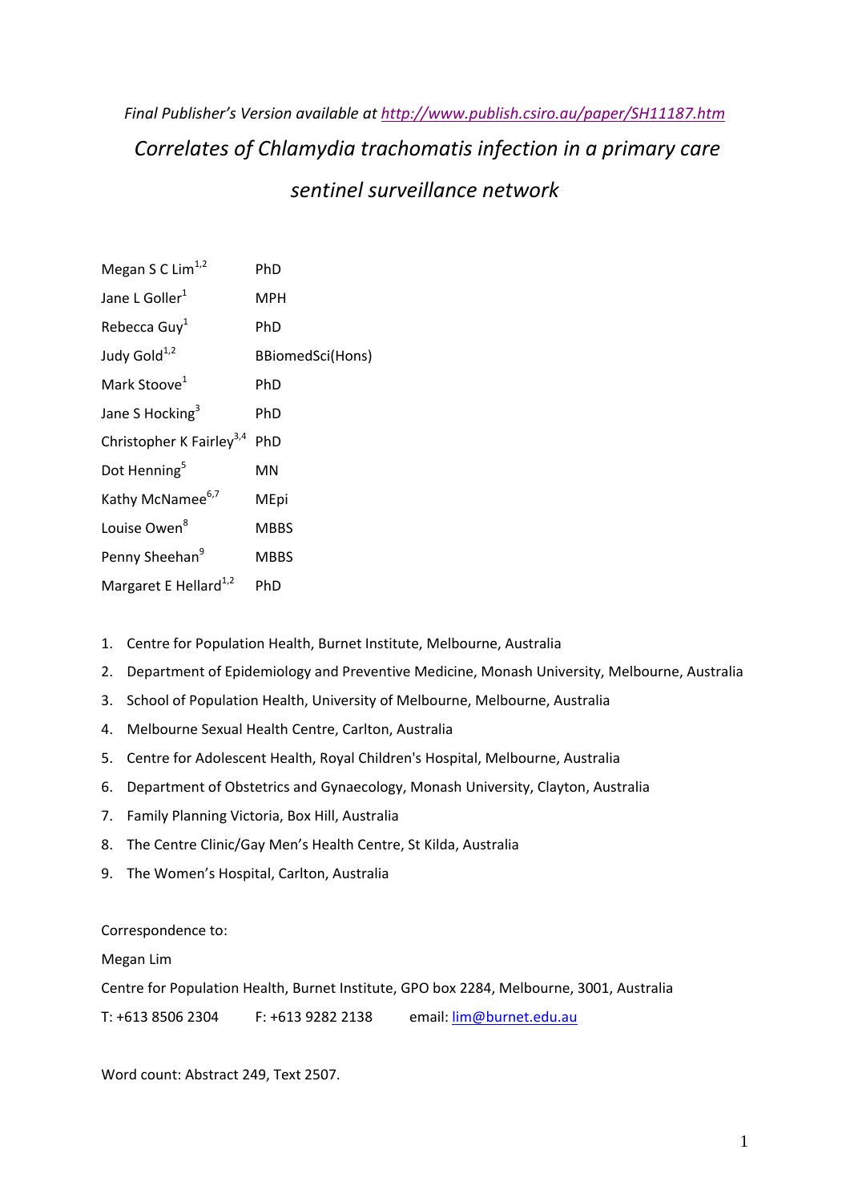*Final Publisher's Version available at http://www.publish.csiro.au/paper/SH11187.htm*

# *Correlates of Chlamydia trachomatis infection in a primary care sentinel surveillance network*

| | |
|---|---|
| Megan S C Lim[1,2] | PhD |
| Jane L Goller[1] | MPH |
| Rebecca Guy[1] | PhD |
| Judy Gold[1,2] | BBiomedSci(Hons) |
| Mark Stoove[1] | PhD |
| Jane S Hocking[3] | PhD |
| Christopher K Fairley[3,4] | PhD |
| Dot Henning[5] | MN |
| Kathy McNamee[6,7] | MEpi |
| Louise Owen[8] | MBBS |
| Penny Sheehan[9] | MBBS |
| Margaret E Hellard[1,2] | PhD |

1. Centre for Population Health, Burnet Institute, Melbourne, Australia
2. Department of Epidemiology and Preventive Medicine, Monash University, Melbourne, Australia
3. School of Population Health, University of Melbourne, Melbourne, Australia
4. Melbourne Sexual Health Centre, Carlton, Australia
5. Centre for Adolescent Health, Royal Children's Hospital, Melbourne, Australia
6. Department of Obstetrics and Gynaecology, Monash University, Clayton, Australia
7. Family Planning Victoria, Box Hill, Australia
8. The Centre Clinic/Gay Men's Health Centre, St Kilda, Australia
9. The Women's Hospital, Carlton, Australia

Correspondence to:

Megan Lim

Centre for Population Health, Burnet Institute, GPO box 2284, Melbourne, 3001, Australia

T: +613 8506 2304 F: +613 9282 2138 email: lim@burnet.edu.au

Word count: Abstract 249, Text 2507.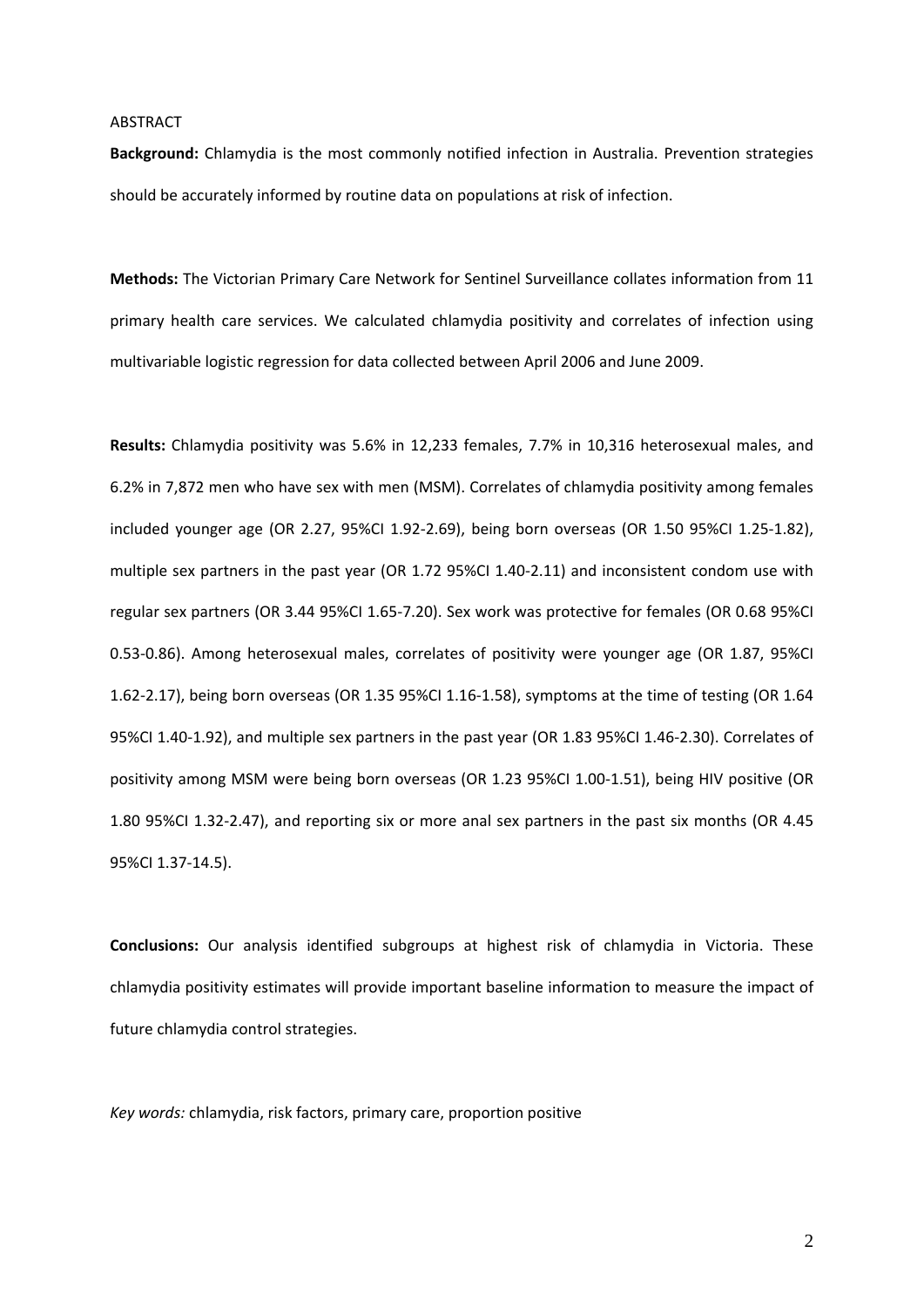ABSTRACT

**Background:** Chlamydia is the most commonly notified infection in Australia. Prevention strategies should be accurately informed by routine data on populations at risk of infection.

**Methods:** The Victorian Primary Care Network for Sentinel Surveillance collates information from 11 primary health care services. We calculated chlamydia positivity and correlates of infection using multivariable logistic regression for data collected between April 2006 and June 2009.

**Results:** Chlamydia positivity was 5.6% in 12,233 females, 7.7% in 10,316 heterosexual males, and 6.2% in 7,872 men who have sex with men (MSM). Correlates of chlamydia positivity among females included younger age (OR 2.27, 95%CI 1.92-2.69), being born overseas (OR 1.50 95%CI 1.25-1.82), multiple sex partners in the past year (OR 1.72 95%CI 1.40-2.11) and inconsistent condom use with regular sex partners (OR 3.44 95%CI 1.65-7.20). Sex work was protective for females (OR 0.68 95%CI 0.53-0.86). Among heterosexual males, correlates of positivity were younger age (OR 1.87, 95%CI 1.62-2.17), being born overseas (OR 1.35 95%CI 1.16-1.58), symptoms at the time of testing (OR 1.64 95%CI 1.40-1.92), and multiple sex partners in the past year (OR 1.83 95%CI 1.46-2.30). Correlates of positivity among MSM were being born overseas (OR 1.23 95%CI 1.00-1.51), being HIV positive (OR 1.80 95%CI 1.32-2.47), and reporting six or more anal sex partners in the past six months (OR 4.45 95%CI 1.37-14.5).

**Conclusions:** Our analysis identified subgroups at highest risk of chlamydia in Victoria. These chlamydia positivity estimates will provide important baseline information to measure the impact of future chlamydia control strategies.

*Key words:* chlamydia, risk factors, primary care, proportion positive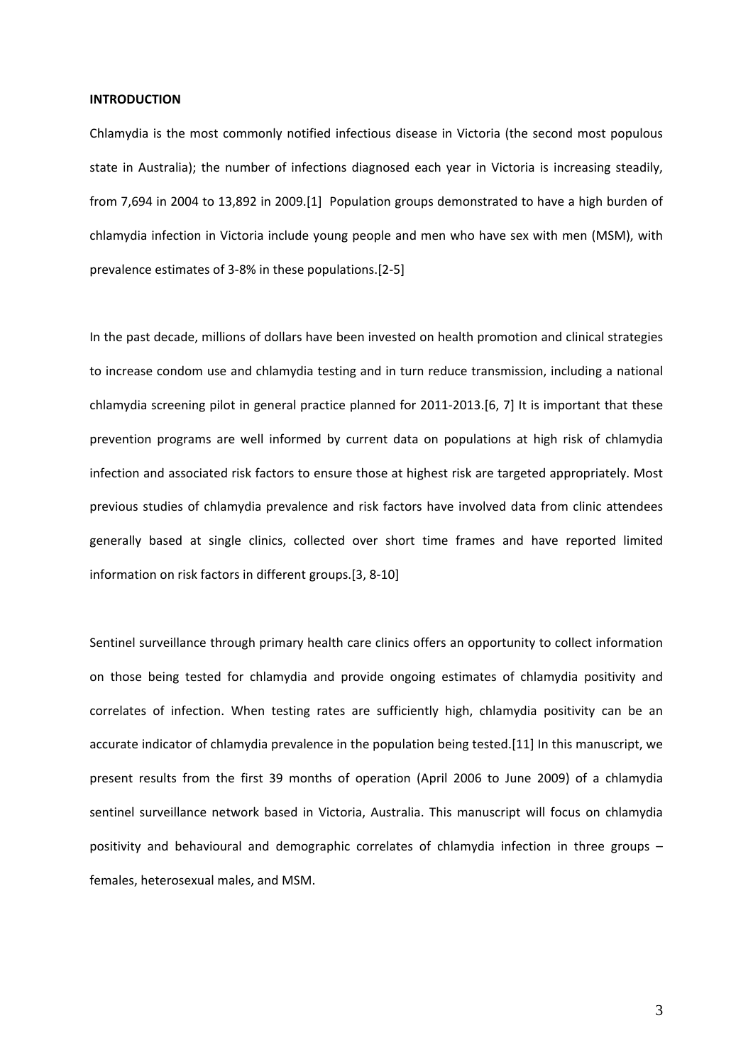## INTRODUCTION

Chlamydia is the most commonly notified infectious disease in Victoria (the second most populous state in Australia); the number of infections diagnosed each year in Victoria is increasing steadily, from 7,694 in 2004 to 13,892 in 2009.[1] Population groups demonstrated to have a high burden of chlamydia infection in Victoria include young people and men who have sex with men (MSM), with prevalence estimates of 3-8% in these populations.[2-5]

In the past decade, millions of dollars have been invested on health promotion and clinical strategies to increase condom use and chlamydia testing and in turn reduce transmission, including a national chlamydia screening pilot in general practice planned for 2011-2013.[6, 7] It is important that these prevention programs are well informed by current data on populations at high risk of chlamydia infection and associated risk factors to ensure those at highest risk are targeted appropriately. Most previous studies of chlamydia prevalence and risk factors have involved data from clinic attendees generally based at single clinics, collected over short time frames and have reported limited information on risk factors in different groups.[3, 8-10]

Sentinel surveillance through primary health care clinics offers an opportunity to collect information on those being tested for chlamydia and provide ongoing estimates of chlamydia positivity and correlates of infection. When testing rates are sufficiently high, chlamydia positivity can be an accurate indicator of chlamydia prevalence in the population being tested.[11] In this manuscript, we present results from the first 39 months of operation (April 2006 to June 2009) of a chlamydia sentinel surveillance network based in Victoria, Australia. This manuscript will focus on chlamydia positivity and behavioural and demographic correlates of chlamydia infection in three groups – females, heterosexual males, and MSM.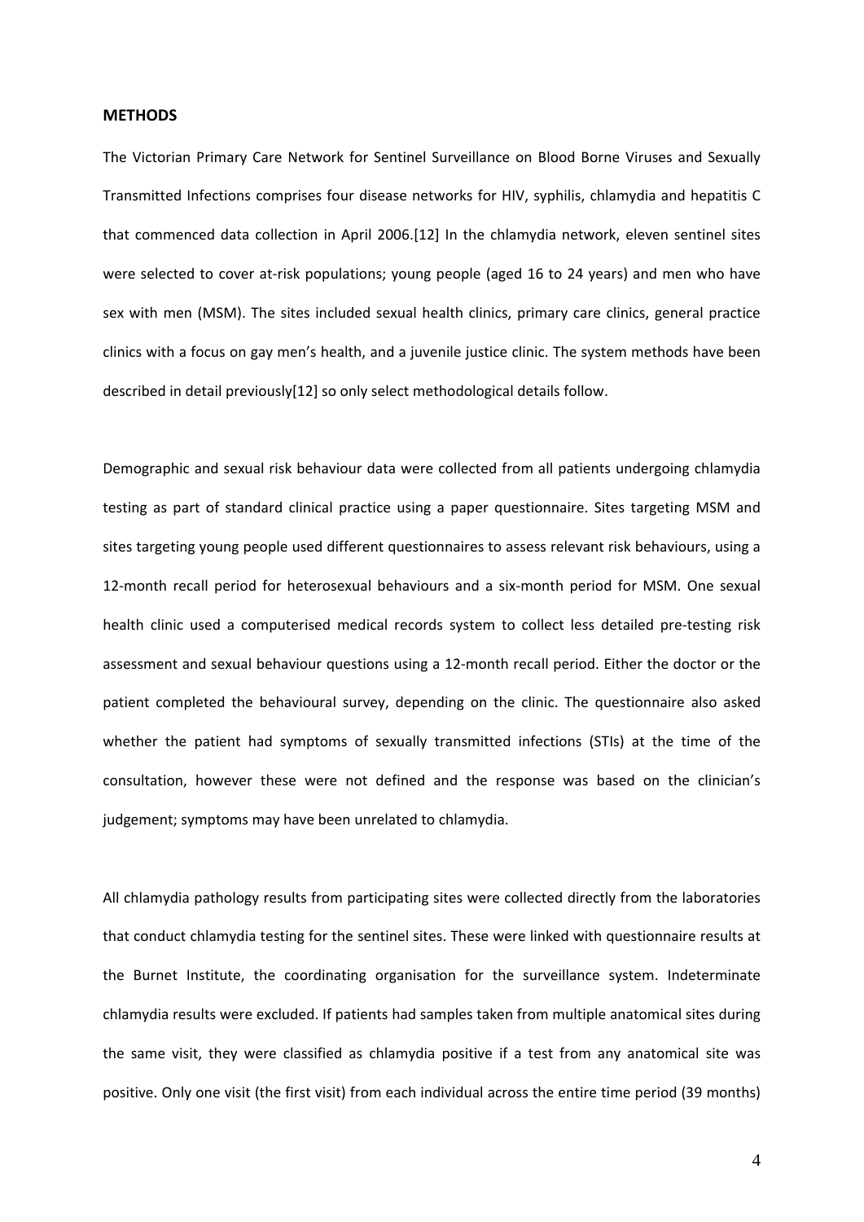## METHODS

The Victorian Primary Care Network for Sentinel Surveillance on Blood Borne Viruses and Sexually Transmitted Infections comprises four disease networks for HIV, syphilis, chlamydia and hepatitis C that commenced data collection in April 2006.[12] In the chlamydia network, eleven sentinel sites were selected to cover at-risk populations; young people (aged 16 to 24 years) and men who have sex with men (MSM). The sites included sexual health clinics, primary care clinics, general practice clinics with a focus on gay men's health, and a juvenile justice clinic. The system methods have been described in detail previously[12] so only select methodological details follow.

Demographic and sexual risk behaviour data were collected from all patients undergoing chlamydia testing as part of standard clinical practice using a paper questionnaire. Sites targeting MSM and sites targeting young people used different questionnaires to assess relevant risk behaviours, using a 12-month recall period for heterosexual behaviours and a six-month period for MSM. One sexual health clinic used a computerised medical records system to collect less detailed pre-testing risk assessment and sexual behaviour questions using a 12-month recall period. Either the doctor or the patient completed the behavioural survey, depending on the clinic. The questionnaire also asked whether the patient had symptoms of sexually transmitted infections (STIs) at the time of the consultation, however these were not defined and the response was based on the clinician's judgement; symptoms may have been unrelated to chlamydia.

All chlamydia pathology results from participating sites were collected directly from the laboratories that conduct chlamydia testing for the sentinel sites. These were linked with questionnaire results at the Burnet Institute, the coordinating organisation for the surveillance system. Indeterminate chlamydia results were excluded. If patients had samples taken from multiple anatomical sites during the same visit, they were classified as chlamydia positive if a test from any anatomical site was positive. Only one visit (the first visit) from each individual across the entire time period (39 months)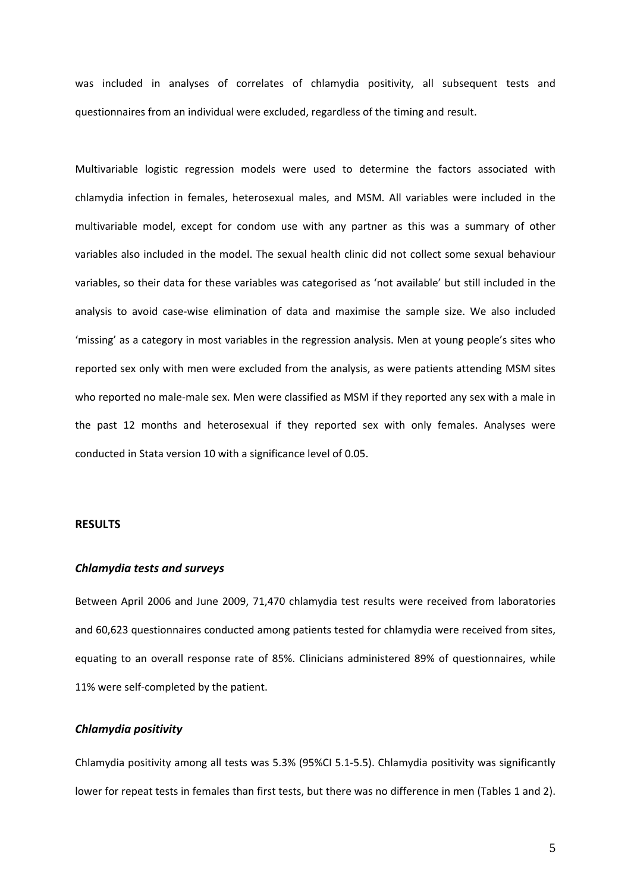was included in analyses of correlates of chlamydia positivity, all subsequent tests and questionnaires from an individual were excluded, regardless of the timing and result.

Multivariable logistic regression models were used to determine the factors associated with chlamydia infection in females, heterosexual males, and MSM. All variables were included in the multivariable model, except for condom use with any partner as this was a summary of other variables also included in the model. The sexual health clinic did not collect some sexual behaviour variables, so their data for these variables was categorised as 'not available' but still included in the analysis to avoid case-wise elimination of data and maximise the sample size. We also included 'missing' as a category in most variables in the regression analysis. Men at young people's sites who reported sex only with men were excluded from the analysis, as were patients attending MSM sites who reported no male-male sex. Men were classified as MSM if they reported any sex with a male in the past 12 months and heterosexual if they reported sex with only females. Analyses were conducted in Stata version 10 with a significance level of 0.05.

## RESULTS

### *Chlamydia tests and surveys*

Between April 2006 and June 2009, 71,470 chlamydia test results were received from laboratories and 60,623 questionnaires conducted among patients tested for chlamydia were received from sites, equating to an overall response rate of 85%. Clinicians administered 89% of questionnaires, while 11% were self-completed by the patient.

### *Chlamydia positivity*

Chlamydia positivity among all tests was 5.3% (95%CI 5.1-5.5). Chlamydia positivity was significantly lower for repeat tests in females than first tests, but there was no difference in men (Tables 1 and 2).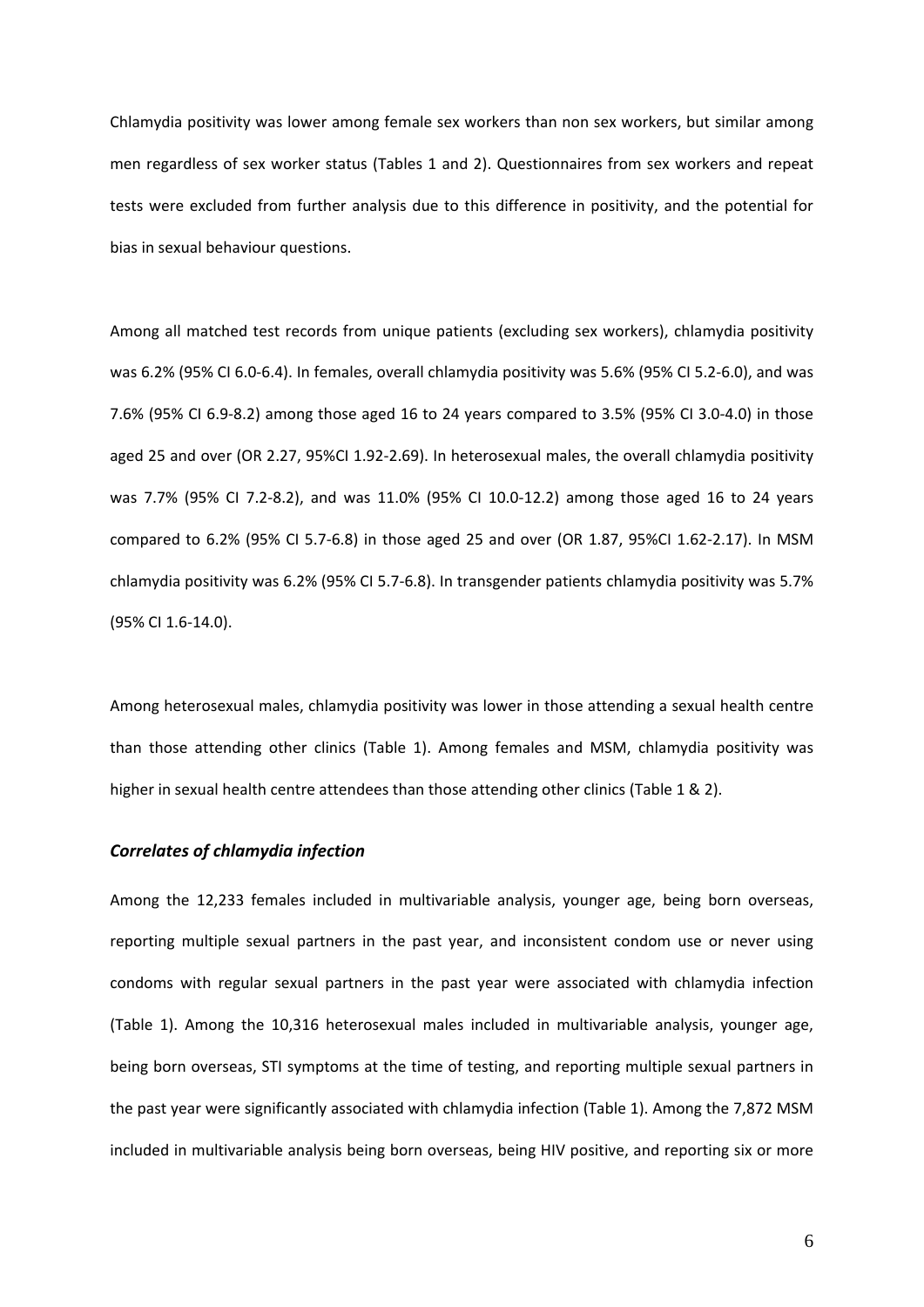Chlamydia positivity was lower among female sex workers than non sex workers, but similar among men regardless of sex worker status (Tables 1 and 2). Questionnaires from sex workers and repeat tests were excluded from further analysis due to this difference in positivity, and the potential for bias in sexual behaviour questions.

Among all matched test records from unique patients (excluding sex workers), chlamydia positivity was 6.2% (95% CI 6.0-6.4). In females, overall chlamydia positivity was 5.6% (95% CI 5.2-6.0), and was 7.6% (95% CI 6.9-8.2) among those aged 16 to 24 years compared to 3.5% (95% CI 3.0-4.0) in those aged 25 and over (OR 2.27, 95%CI 1.92-2.69). In heterosexual males, the overall chlamydia positivity was 7.7% (95% CI 7.2-8.2), and was 11.0% (95% CI 10.0-12.2) among those aged 16 to 24 years compared to 6.2% (95% CI 5.7-6.8) in those aged 25 and over (OR 1.87, 95%CI 1.62-2.17). In MSM chlamydia positivity was 6.2% (95% CI 5.7-6.8). In transgender patients chlamydia positivity was 5.7% (95% CI 1.6-14.0).

Among heterosexual males, chlamydia positivity was lower in those attending a sexual health centre than those attending other clinics (Table 1). Among females and MSM, chlamydia positivity was higher in sexual health centre attendees than those attending other clinics (Table 1 & 2).

### *Correlates of chlamydia infection*

Among the 12,233 females included in multivariable analysis, younger age, being born overseas, reporting multiple sexual partners in the past year, and inconsistent condom use or never using condoms with regular sexual partners in the past year were associated with chlamydia infection (Table 1). Among the 10,316 heterosexual males included in multivariable analysis, younger age, being born overseas, STI symptoms at the time of testing, and reporting multiple sexual partners in the past year were significantly associated with chlamydia infection (Table 1). Among the 7,872 MSM included in multivariable analysis being born overseas, being HIV positive, and reporting six or more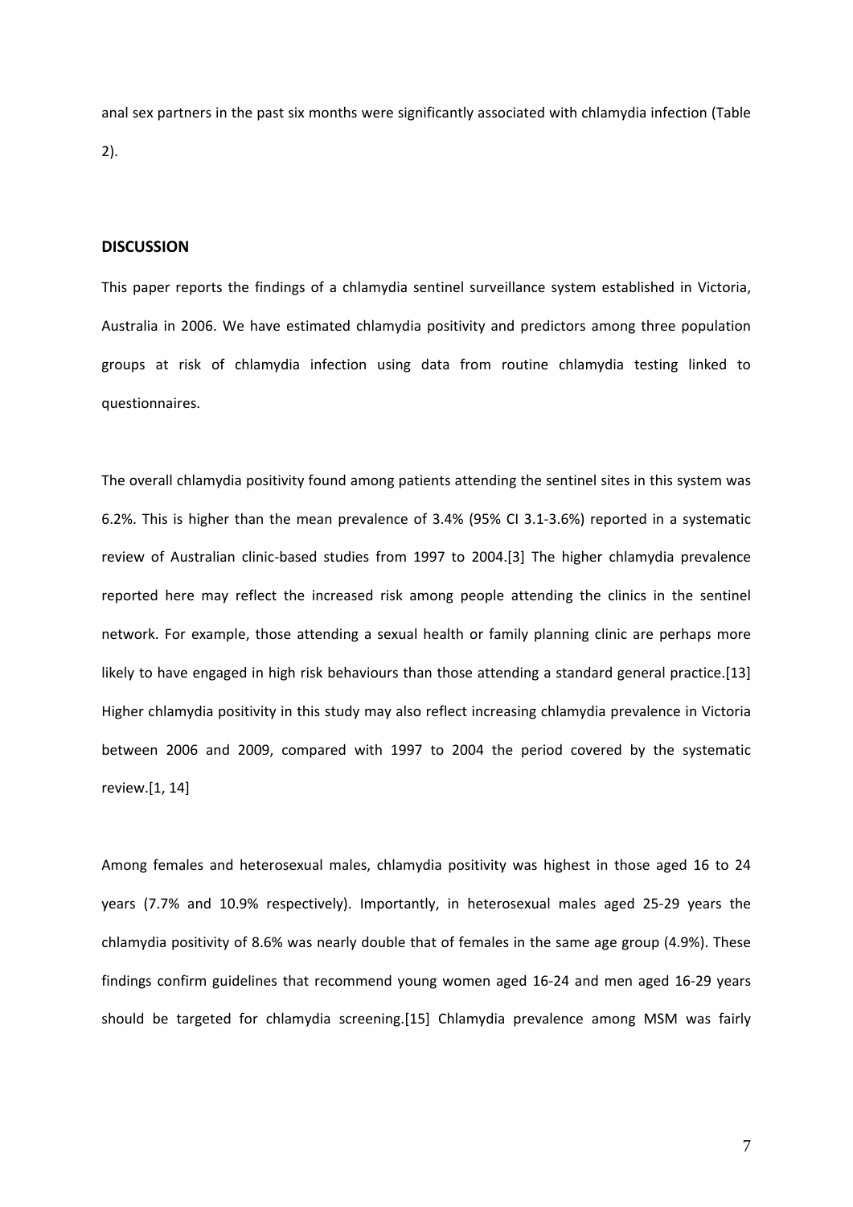anal sex partners in the past six months were significantly associated with chlamydia infection (Table 2).

## DISCUSSION

This paper reports the findings of a chlamydia sentinel surveillance system established in Victoria, Australia in 2006. We have estimated chlamydia positivity and predictors among three population groups at risk of chlamydia infection using data from routine chlamydia testing linked to questionnaires.

The overall chlamydia positivity found among patients attending the sentinel sites in this system was 6.2%. This is higher than the mean prevalence of 3.4% (95% CI 3.1-3.6%) reported in a systematic review of Australian clinic-based studies from 1997 to 2004.[3] The higher chlamydia prevalence reported here may reflect the increased risk among people attending the clinics in the sentinel network. For example, those attending a sexual health or family planning clinic are perhaps more likely to have engaged in high risk behaviours than those attending a standard general practice.[13] Higher chlamydia positivity in this study may also reflect increasing chlamydia prevalence in Victoria between 2006 and 2009, compared with 1997 to 2004 the period covered by the systematic review.[1, 14]

Among females and heterosexual males, chlamydia positivity was highest in those aged 16 to 24 years (7.7% and 10.9% respectively). Importantly, in heterosexual males aged 25-29 years the chlamydia positivity of 8.6% was nearly double that of females in the same age group (4.9%). These findings confirm guidelines that recommend young women aged 16-24 and men aged 16-29 years should be targeted for chlamydia screening.[15] Chlamydia prevalence among MSM was fairly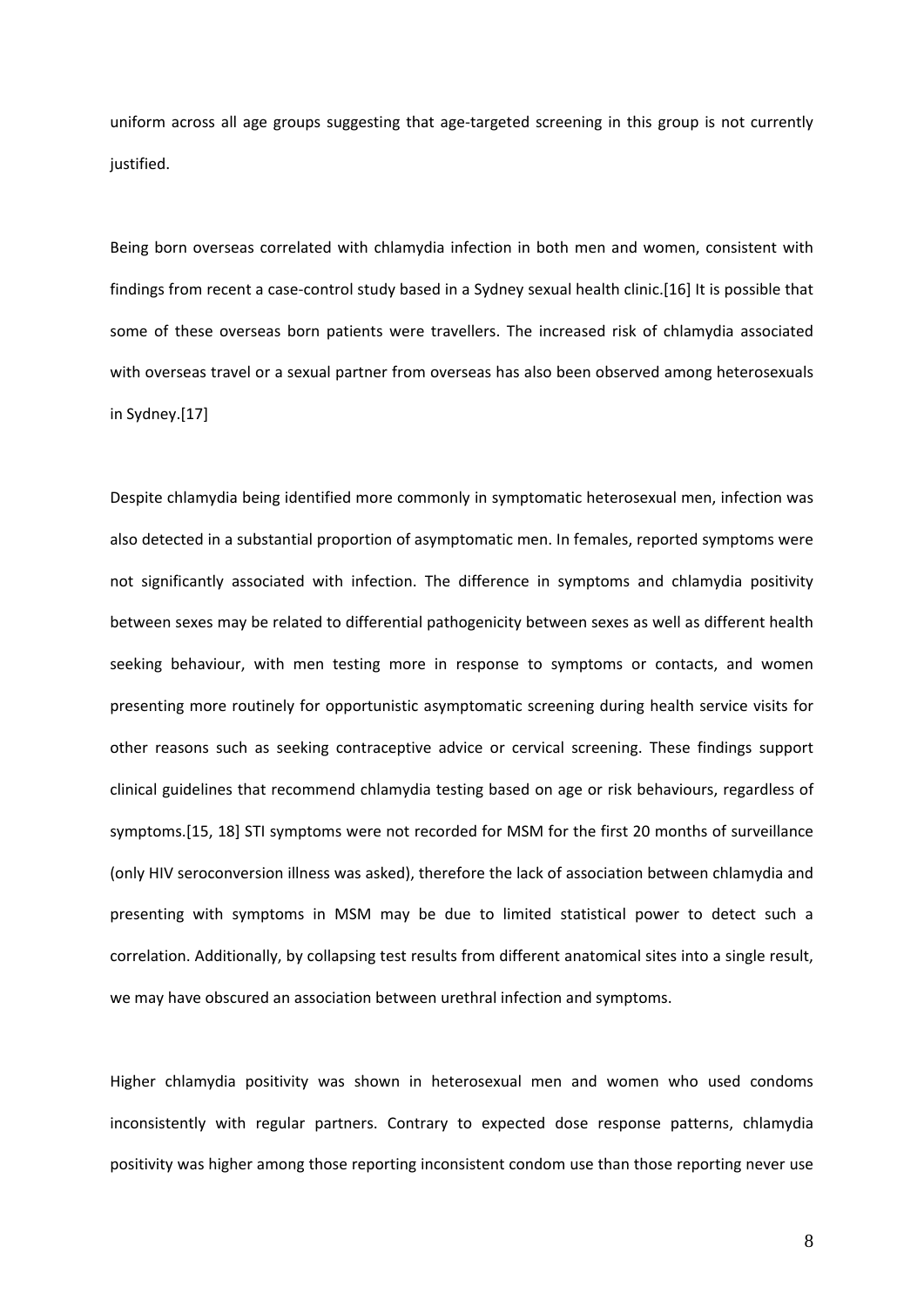uniform across all age groups suggesting that age-targeted screening in this group is not currently justified.

Being born overseas correlated with chlamydia infection in both men and women, consistent with findings from recent a case-control study based in a Sydney sexual health clinic.[16] It is possible that some of these overseas born patients were travellers. The increased risk of chlamydia associated with overseas travel or a sexual partner from overseas has also been observed among heterosexuals in Sydney.[17]

Despite chlamydia being identified more commonly in symptomatic heterosexual men, infection was also detected in a substantial proportion of asymptomatic men. In females, reported symptoms were not significantly associated with infection. The difference in symptoms and chlamydia positivity between sexes may be related to differential pathogenicity between sexes as well as different health seeking behaviour, with men testing more in response to symptoms or contacts, and women presenting more routinely for opportunistic asymptomatic screening during health service visits for other reasons such as seeking contraceptive advice or cervical screening. These findings support clinical guidelines that recommend chlamydia testing based on age or risk behaviours, regardless of symptoms.[15, 18] STI symptoms were not recorded for MSM for the first 20 months of surveillance (only HIV seroconversion illness was asked), therefore the lack of association between chlamydia and presenting with symptoms in MSM may be due to limited statistical power to detect such a correlation. Additionally, by collapsing test results from different anatomical sites into a single result, we may have obscured an association between urethral infection and symptoms.

Higher chlamydia positivity was shown in heterosexual men and women who used condoms inconsistently with regular partners. Contrary to expected dose response patterns, chlamydia positivity was higher among those reporting inconsistent condom use than those reporting never use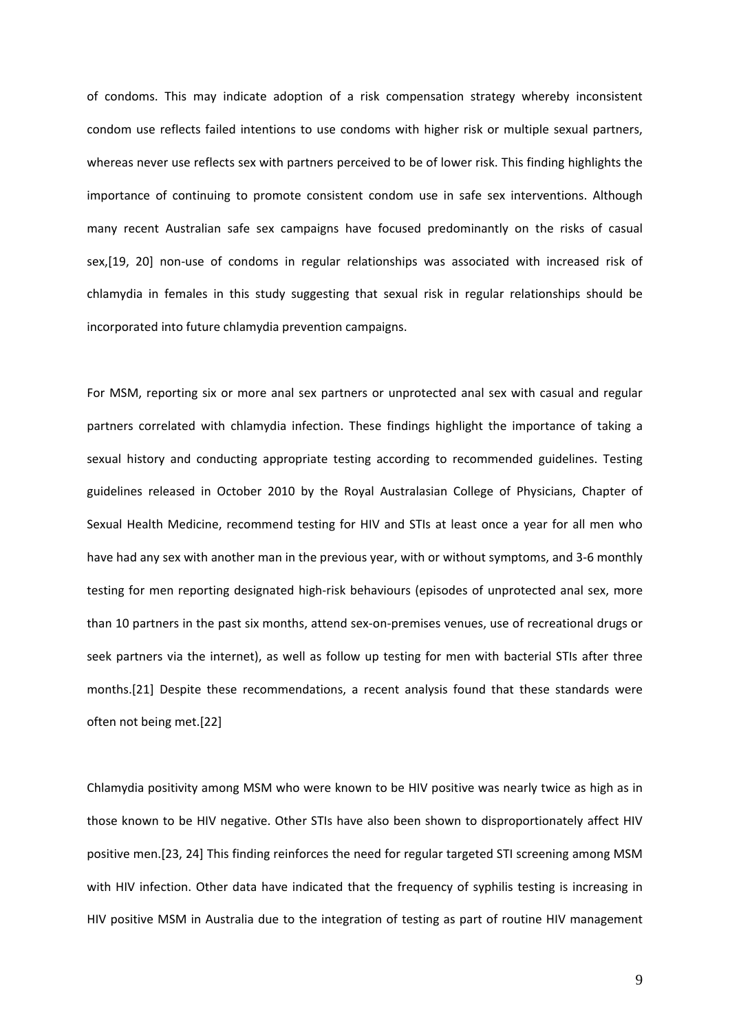of condoms. This may indicate adoption of a risk compensation strategy whereby inconsistent condom use reflects failed intentions to use condoms with higher risk or multiple sexual partners, whereas never use reflects sex with partners perceived to be of lower risk. This finding highlights the importance of continuing to promote consistent condom use in safe sex interventions. Although many recent Australian safe sex campaigns have focused predominantly on the risks of casual sex,[19, 20] non-use of condoms in regular relationships was associated with increased risk of chlamydia in females in this study suggesting that sexual risk in regular relationships should be incorporated into future chlamydia prevention campaigns.

For MSM, reporting six or more anal sex partners or unprotected anal sex with casual and regular partners correlated with chlamydia infection. These findings highlight the importance of taking a sexual history and conducting appropriate testing according to recommended guidelines. Testing guidelines released in October 2010 by the Royal Australasian College of Physicians, Chapter of Sexual Health Medicine, recommend testing for HIV and STIs at least once a year for all men who have had any sex with another man in the previous year, with or without symptoms, and 3-6 monthly testing for men reporting designated high-risk behaviours (episodes of unprotected anal sex, more than 10 partners in the past six months, attend sex-on-premises venues, use of recreational drugs or seek partners via the internet), as well as follow up testing for men with bacterial STIs after three months.[21] Despite these recommendations, a recent analysis found that these standards were often not being met.[22]

Chlamydia positivity among MSM who were known to be HIV positive was nearly twice as high as in those known to be HIV negative. Other STIs have also been shown to disproportionately affect HIV positive men.[23, 24] This finding reinforces the need for regular targeted STI screening among MSM with HIV infection. Other data have indicated that the frequency of syphilis testing is increasing in HIV positive MSM in Australia due to the integration of testing as part of routine HIV management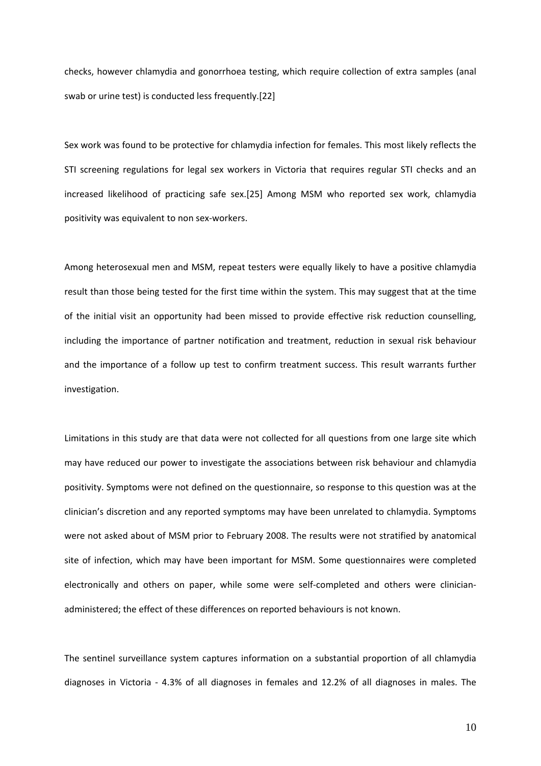checks, however chlamydia and gonorrhoea testing, which require collection of extra samples (anal swab or urine test) is conducted less frequently.[22]

Sex work was found to be protective for chlamydia infection for females. This most likely reflects the STI screening regulations for legal sex workers in Victoria that requires regular STI checks and an increased likelihood of practicing safe sex.[25] Among MSM who reported sex work, chlamydia positivity was equivalent to non sex-workers.

Among heterosexual men and MSM, repeat testers were equally likely to have a positive chlamydia result than those being tested for the first time within the system. This may suggest that at the time of the initial visit an opportunity had been missed to provide effective risk reduction counselling, including the importance of partner notification and treatment, reduction in sexual risk behaviour and the importance of a follow up test to confirm treatment success. This result warrants further investigation.

Limitations in this study are that data were not collected for all questions from one large site which may have reduced our power to investigate the associations between risk behaviour and chlamydia positivity. Symptoms were not defined on the questionnaire, so response to this question was at the clinician's discretion and any reported symptoms may have been unrelated to chlamydia. Symptoms were not asked about of MSM prior to February 2008. The results were not stratified by anatomical site of infection, which may have been important for MSM. Some questionnaires were completed electronically and others on paper, while some were self-completed and others were clinician-administered; the effect of these differences on reported behaviours is not known.

The sentinel surveillance system captures information on a substantial proportion of all chlamydia diagnoses in Victoria - 4.3% of all diagnoses in females and 12.2% of all diagnoses in males. The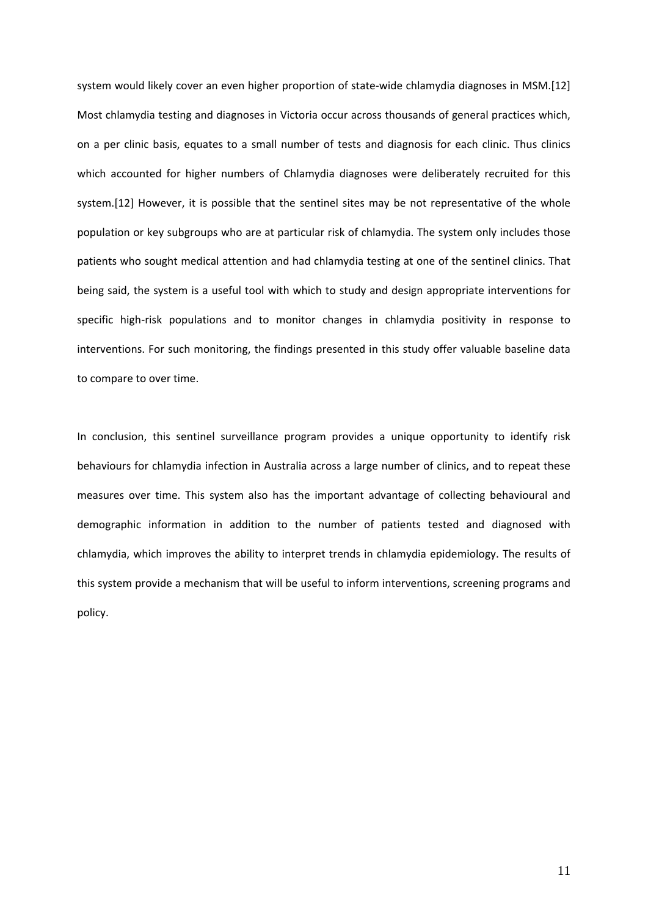system would likely cover an even higher proportion of state-wide chlamydia diagnoses in MSM.[12] Most chlamydia testing and diagnoses in Victoria occur across thousands of general practices which, on a per clinic basis, equates to a small number of tests and diagnosis for each clinic. Thus clinics which accounted for higher numbers of Chlamydia diagnoses were deliberately recruited for this system.[12] However, it is possible that the sentinel sites may be not representative of the whole population or key subgroups who are at particular risk of chlamydia. The system only includes those patients who sought medical attention and had chlamydia testing at one of the sentinel clinics. That being said, the system is a useful tool with which to study and design appropriate interventions for specific high-risk populations and to monitor changes in chlamydia positivity in response to interventions. For such monitoring, the findings presented in this study offer valuable baseline data to compare to over time.

In conclusion, this sentinel surveillance program provides a unique opportunity to identify risk behaviours for chlamydia infection in Australia across a large number of clinics, and to repeat these measures over time. This system also has the important advantage of collecting behavioural and demographic information in addition to the number of patients tested and diagnosed with chlamydia, which improves the ability to interpret trends in chlamydia epidemiology. The results of this system provide a mechanism that will be useful to inform interventions, screening programs and policy.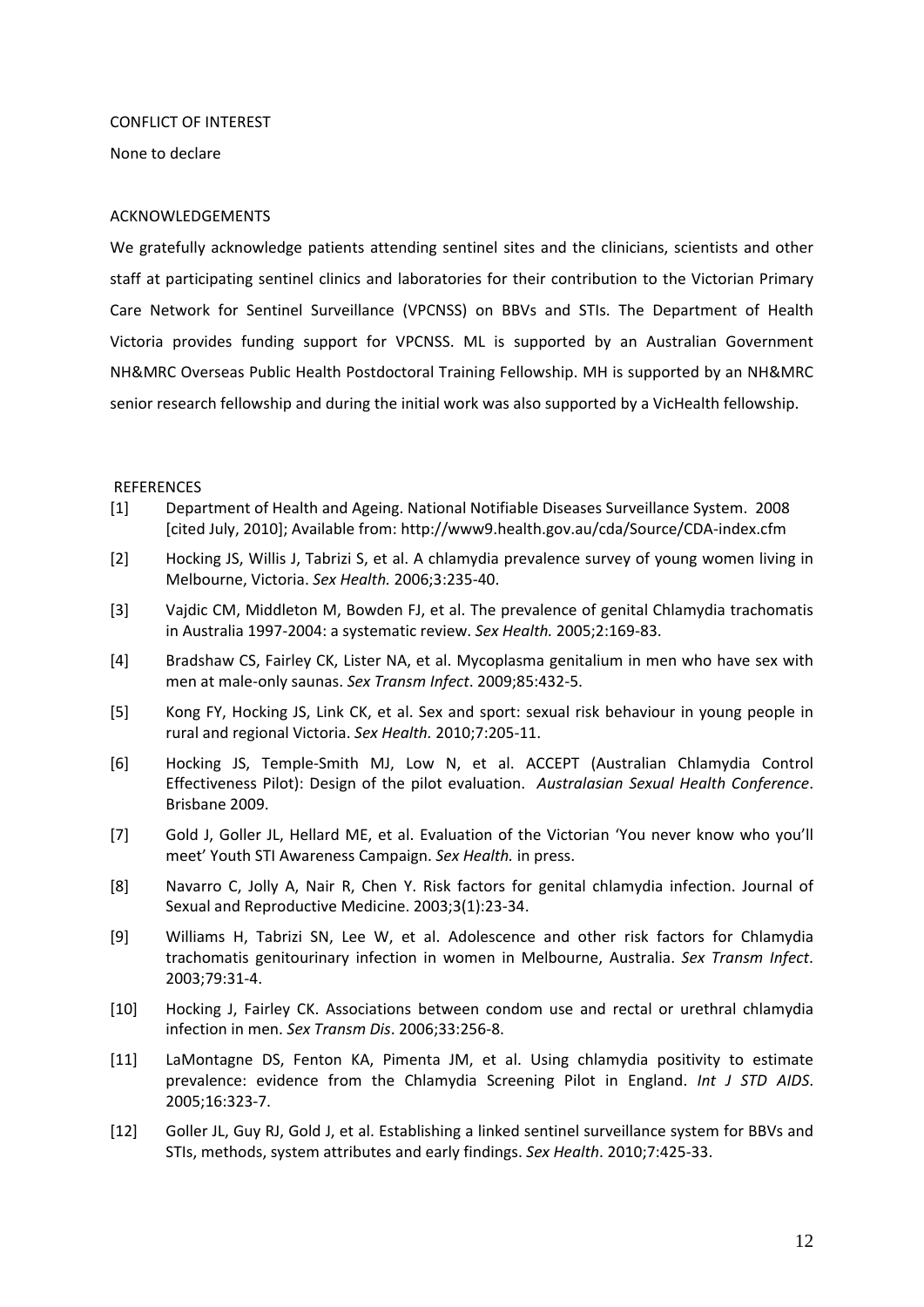CONFLICT OF INTEREST

None to declare

ACKNOWLEDGEMENTS

We gratefully acknowledge patients attending sentinel sites and the clinicians, scientists and other staff at participating sentinel clinics and laboratories for their contribution to the Victorian Primary Care Network for Sentinel Surveillance (VPCNSS) on BBVs and STIs. The Department of Health Victoria provides funding support for VPCNSS. ML is supported by an Australian Government NH&MRC Overseas Public Health Postdoctoral Training Fellowship. MH is supported by an NH&MRC senior research fellowship and during the initial work was also supported by a VicHealth fellowship.

REFERENCES

[1] Department of Health and Ageing. National Notifiable Diseases Surveillance System. 2008 [cited July, 2010]; Available from: http://www9.health.gov.au/cda/Source/CDA-index.cfm

[2] Hocking JS, Willis J, Tabrizi S, et al. A chlamydia prevalence survey of young women living in Melbourne, Victoria. *Sex Health.* 2006;3:235-40.

[3] Vajdic CM, Middleton M, Bowden FJ, et al. The prevalence of genital Chlamydia trachomatis in Australia 1997-2004: a systematic review. *Sex Health.* 2005;2:169-83.

[4] Bradshaw CS, Fairley CK, Lister NA, et al. Mycoplasma genitalium in men who have sex with men at male-only saunas. *Sex Transm Infect*. 2009;85:432-5.

[5] Kong FY, Hocking JS, Link CK, et al. Sex and sport: sexual risk behaviour in young people in rural and regional Victoria. *Sex Health.* 2010;7:205-11.

[6] Hocking JS, Temple-Smith MJ, Low N, et al. ACCEPT (Australian Chlamydia Control Effectiveness Pilot): Design of the pilot evaluation. *Australasian Sexual Health Conference*. Brisbane 2009.

[7] Gold J, Goller JL, Hellard ME, et al. Evaluation of the Victorian 'You never know who you'll meet' Youth STI Awareness Campaign. *Sex Health.* in press.

[8] Navarro C, Jolly A, Nair R, Chen Y. Risk factors for genital chlamydia infection. Journal of Sexual and Reproductive Medicine. 2003;3(1):23-34.

[9] Williams H, Tabrizi SN, Lee W, et al. Adolescence and other risk factors for Chlamydia trachomatis genitourinary infection in women in Melbourne, Australia. *Sex Transm Infect*. 2003;79:31-4.

[10] Hocking J, Fairley CK. Associations between condom use and rectal or urethral chlamydia infection in men. *Sex Transm Dis*. 2006;33:256-8.

[11] LaMontagne DS, Fenton KA, Pimenta JM, et al. Using chlamydia positivity to estimate prevalence: evidence from the Chlamydia Screening Pilot in England. *Int J STD AIDS*. 2005;16:323-7.

[12] Goller JL, Guy RJ, Gold J, et al. Establishing a linked sentinel surveillance system for BBVs and STIs, methods, system attributes and early findings. *Sex Health*. 2010;7:425-33.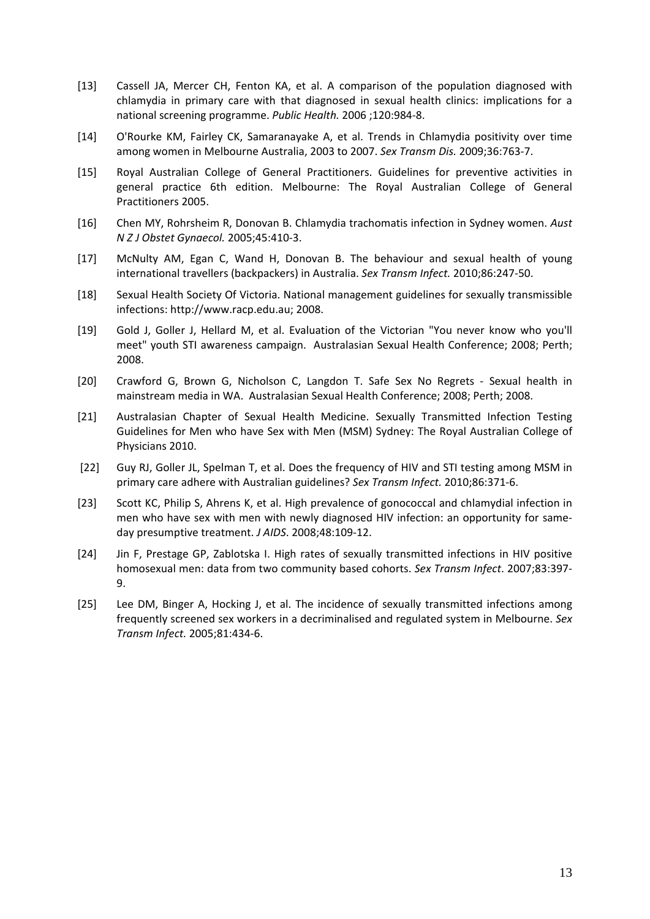[13] Cassell JA, Mercer CH, Fenton KA, et al. A comparison of the population diagnosed with chlamydia in primary care with that diagnosed in sexual health clinics: implications for a national screening programme. *Public Health.* 2006 ;120:984-8.

[14] O'Rourke KM, Fairley CK, Samaranayake A, et al. Trends in Chlamydia positivity over time among women in Melbourne Australia, 2003 to 2007. *Sex Transm Dis.* 2009;36:763-7.

[15] Royal Australian College of General Practitioners. Guidelines for preventive activities in general practice 6th edition. Melbourne: The Royal Australian College of General Practitioners 2005.

[16] Chen MY, Rohrsheim R, Donovan B. Chlamydia trachomatis infection in Sydney women. *Aust N Z J Obstet Gynaecol.* 2005;45:410-3.

[17] McNulty AM, Egan C, Wand H, Donovan B. The behaviour and sexual health of young international travellers (backpackers) in Australia. *Sex Transm Infect.* 2010;86:247-50.

[18] Sexual Health Society Of Victoria. National management guidelines for sexually transmissible infections: http://www.racp.edu.au; 2008.

[19] Gold J, Goller J, Hellard M, et al. Evaluation of the Victorian "You never know who you'll meet" youth STI awareness campaign. Australasian Sexual Health Conference; 2008; Perth; 2008.

[20] Crawford G, Brown G, Nicholson C, Langdon T. Safe Sex No Regrets - Sexual health in mainstream media in WA. Australasian Sexual Health Conference; 2008; Perth; 2008.

[21] Australasian Chapter of Sexual Health Medicine. Sexually Transmitted Infection Testing Guidelines for Men who have Sex with Men (MSM) Sydney: The Royal Australian College of Physicians 2010.

[22] Guy RJ, Goller JL, Spelman T, et al. Does the frequency of HIV and STI testing among MSM in primary care adhere with Australian guidelines? *Sex Transm Infect.* 2010;86:371-6.

[23] Scott KC, Philip S, Ahrens K, et al. High prevalence of gonococcal and chlamydial infection in men who have sex with men with newly diagnosed HIV infection: an opportunity for same-day presumptive treatment. *J AIDS*. 2008;48:109-12.

[24] Jin F, Prestage GP, Zablotska I. High rates of sexually transmitted infections in HIV positive homosexual men: data from two community based cohorts. *Sex Transm Infect*. 2007;83:397-9.

[25] Lee DM, Binger A, Hocking J, et al. The incidence of sexually transmitted infections among frequently screened sex workers in a decriminalised and regulated system in Melbourne. *Sex Transm Infect.* 2005;81:434-6.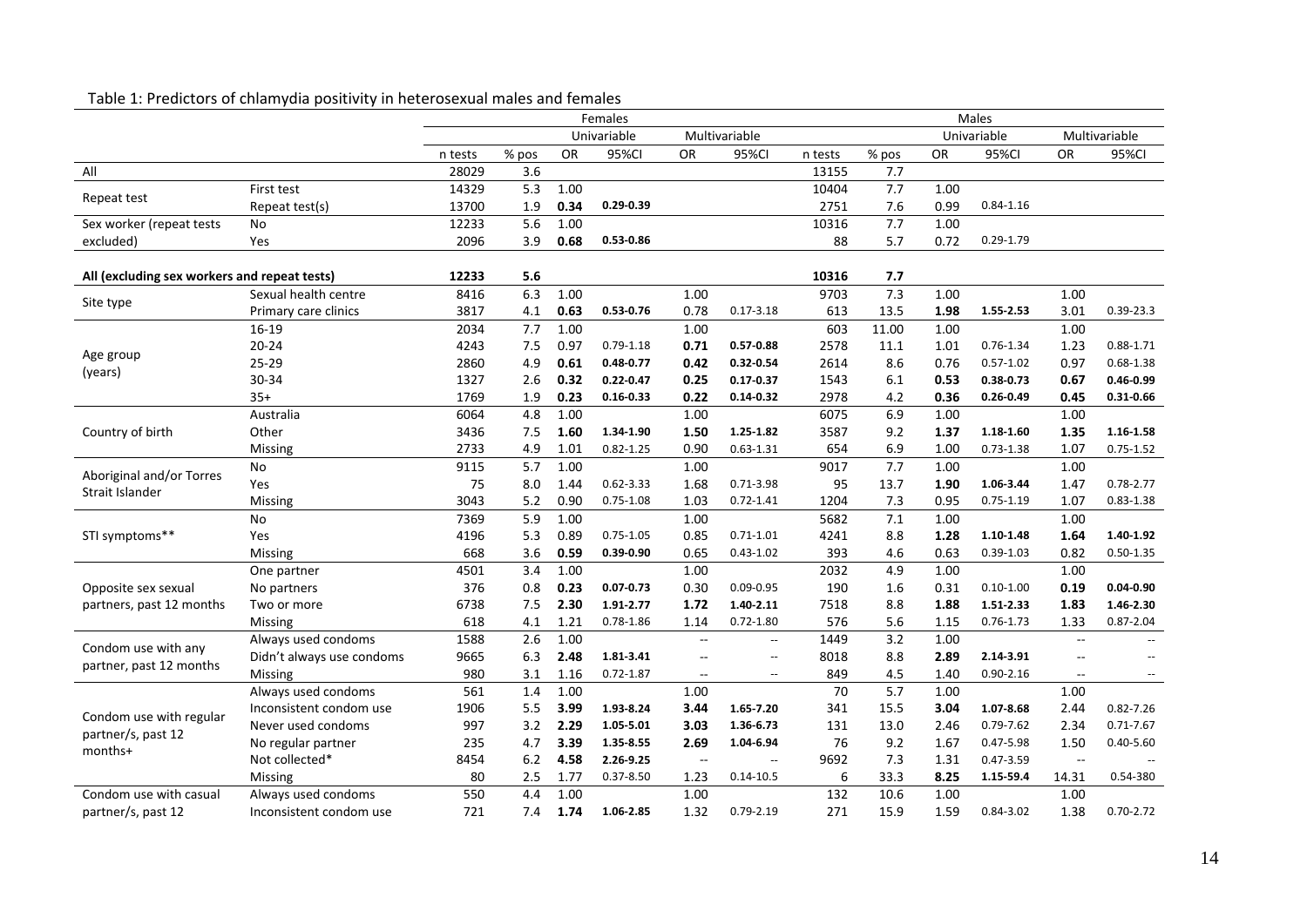Table 1: Predictors of chlamydia positivity in heterosexual males and females

| | | Females | | | | | | Males | | | | | |
|---|---|---|---|---|---|---|---|---|---|---|---|---|---|
| | | | | Univariable | | Multivariable | | | | Univariable | | Multivariable | |
| | | n tests | % pos | OR | 95%CI | OR | 95%CI | n tests | % pos | OR | 95%CI | OR | 95%CI |
| All | | 28029 | 3.6 | | | | | 13155 | 7.7 | | | | |
| Repeat test | First test | 14329 | 5.3 | 1.00 | | | | 10404 | 7.7 | 1.00 | | | |
| | Repeat test(s) | 13700 | 1.9 | **0.34** | **0.29-0.39** | | | 2751 | 7.6 | 0.99 | 0.84-1.16 | | |
| Sex worker (repeat tests excluded) | No | 12233 | 5.6 | 1.00 | | | | 10316 | 7.7 | 1.00 | | | |
| | Yes | 2096 | 3.9 | **0.68** | **0.53-0.86** | | | 88 | 5.7 | 0.72 | 0.29-1.79 | | |
| **All (excluding sex workers and repeat tests)** | | **12233** | **5.6** | | | | | **10316** | **7.7** | | | | |
| Site type | Sexual health centre | 8416 | 6.3 | 1.00 | | 1.00 | | 9703 | 7.3 | 1.00 | | 1.00 | |
| | Primary care clinics | 3817 | 4.1 | **0.63** | **0.53-0.76** | 0.78 | 0.17-3.18 | 613 | 13.5 | **1.98** | **1.55-2.53** | 3.01 | 0.39-23.3 |
| Age group (years) | 16-19 | 2034 | 7.7 | 1.00 | | 1.00 | | 603 | 11.00 | 1.00 | | 1.00 | |
| | 20-24 | 4243 | 7.5 | 0.97 | 0.79-1.18 | **0.71** | **0.57-0.88** | 2578 | 11.1 | 1.01 | 0.76-1.34 | 1.23 | 0.88-1.71 |
| | 25-29 | 2860 | 4.9 | **0.61** | **0.48-0.77** | **0.42** | **0.32-0.54** | 2614 | 8.6 | 0.76 | 0.57-1.02 | 0.97 | 0.68-1.38 |
| | 30-34 | 1327 | 2.6 | **0.32** | **0.22-0.47** | **0.25** | **0.17-0.37** | 1543 | 6.1 | **0.53** | **0.38-0.73** | **0.67** | **0.46-0.99** |
| | 35+ | 1769 | 1.9 | **0.23** | **0.16-0.33** | **0.22** | **0.14-0.32** | 2978 | 4.2 | **0.36** | **0.26-0.49** | **0.45** | **0.31-0.66** |
| Country of birth | Australia | 6064 | 4.8 | 1.00 | | 1.00 | | 6075 | 6.9 | 1.00 | | 1.00 | |
| | Other | 3436 | 7.5 | **1.60** | **1.34-1.90** | **1.50** | **1.25-1.82** | 3587 | 9.2 | **1.37** | **1.18-1.60** | **1.35** | **1.16-1.58** |
| | Missing | 2733 | 4.9 | 1.01 | 0.82-1.25 | 0.90 | 0.63-1.31 | 654 | 6.9 | 1.00 | 0.73-1.38 | 1.07 | 0.75-1.52 |
| Aboriginal and/or Torres Strait Islander | No | 9115 | 5.7 | 1.00 | | 1.00 | | 9017 | 7.7 | 1.00 | | 1.00 | |
| | Yes | 75 | 8.0 | 1.44 | 0.62-3.33 | 1.68 | 0.71-3.98 | 95 | 13.7 | **1.90** | **1.06-3.44** | 1.47 | 0.78-2.77 |
| | Missing | 3043 | 5.2 | 0.90 | 0.75-1.08 | 1.03 | 0.72-1.41 | 1204 | 7.3 | 0.95 | 0.75-1.19 | 1.07 | 0.83-1.38 |
| STI symptoms** | No | 7369 | 5.9 | 1.00 | | 1.00 | | 5682 | 7.1 | 1.00 | | 1.00 | |
| | Yes | 4196 | 5.3 | 0.89 | 0.75-1.05 | 0.85 | 0.71-1.01 | 4241 | 8.8 | **1.28** | **1.10-1.48** | **1.64** | **1.40-1.92** |
| | Missing | 668 | 3.6 | **0.59** | **0.39-0.90** | 0.65 | 0.43-1.02 | 393 | 4.6 | 0.63 | 0.39-1.03 | 0.82 | 0.50-1.35 |
| Opposite sex sexual partners, past 12 months | One partner | 4501 | 3.4 | 1.00 | | 1.00 | | 2032 | 4.9 | 1.00 | | 1.00 | |
| | No partners | 376 | 0.8 | **0.23** | **0.07-0.73** | 0.30 | 0.09-0.95 | 190 | 1.6 | 0.31 | 0.10-1.00 | **0.19** | **0.04-0.90** |
| | Two or more | 6738 | 7.5 | **2.30** | **1.91-2.77** | **1.72** | **1.40-2.11** | 7518 | 8.8 | **1.88** | **1.51-2.33** | **1.83** | **1.46-2.30** |
| | Missing | 618 | 4.1 | 1.21 | 0.78-1.86 | 1.14 | 0.72-1.80 | 576 | 5.6 | 1.15 | 0.76-1.73 | 1.33 | 0.87-2.04 |
| Condom use with any partner, past 12 months | Always used condoms | 1588 | 2.6 | 1.00 | | -- | -- | 1449 | 3.2 | 1.00 | | -- | -- |
| | Didn't always use condoms | 9665 | 6.3 | **2.48** | **1.81-3.41** | -- | -- | 8018 | 8.8 | **2.89** | **2.14-3.91** | -- | -- |
| | Missing | 980 | 3.1 | 1.16 | 0.72-1.87 | -- | -- | 849 | 4.5 | 1.40 | 0.90-2.16 | -- | -- |
| Condom use with regular partner/s, past 12 months+ | Always used condoms | 561 | 1.4 | 1.00 | | 1.00 | | 70 | 5.7 | 1.00 | | 1.00 | |
| | Inconsistent condom use | 1906 | 5.5 | **3.99** | **1.93-8.24** | **3.44** | **1.65-7.20** | 341 | 15.5 | **3.04** | **1.07-8.68** | 2.44 | 0.82-7.26 |
| | Never used condoms | 997 | 3.2 | **2.29** | **1.05-5.01** | **3.03** | **1.36-6.73** | 131 | 13.0 | 2.46 | 0.79-7.62 | 2.34 | 0.71-7.67 |
| | No regular partner | 235 | 4.7 | **3.39** | **1.35-8.55** | **2.69** | **1.04-6.94** | 76 | 9.2 | 1.67 | 0.47-5.98 | 1.50 | 0.40-5.60 |
| | Not collected* | 8454 | 6.2 | **4.58** | **2.26-9.25** | -- | -- | 9692 | 7.3 | 1.31 | 0.47-3.59 | -- | -- |
| | Missing | 80 | 2.5 | 1.77 | 0.37-8.50 | 1.23 | 0.14-10.5 | 6 | 33.3 | **8.25** | **1.15-59.4** | 14.31 | 0.54-380 |
| Condom use with casual partner/s, past 12 | Always used condoms | 550 | 4.4 | 1.00 | | 1.00 | | 132 | 10.6 | 1.00 | | 1.00 | |
| | Inconsistent condom use | 721 | 7.4 | **1.74** | **1.06-2.85** | 1.32 | 0.79-2.19 | 271 | 15.9 | 1.59 | 0.84-3.02 | 1.38 | 0.70-2.72 |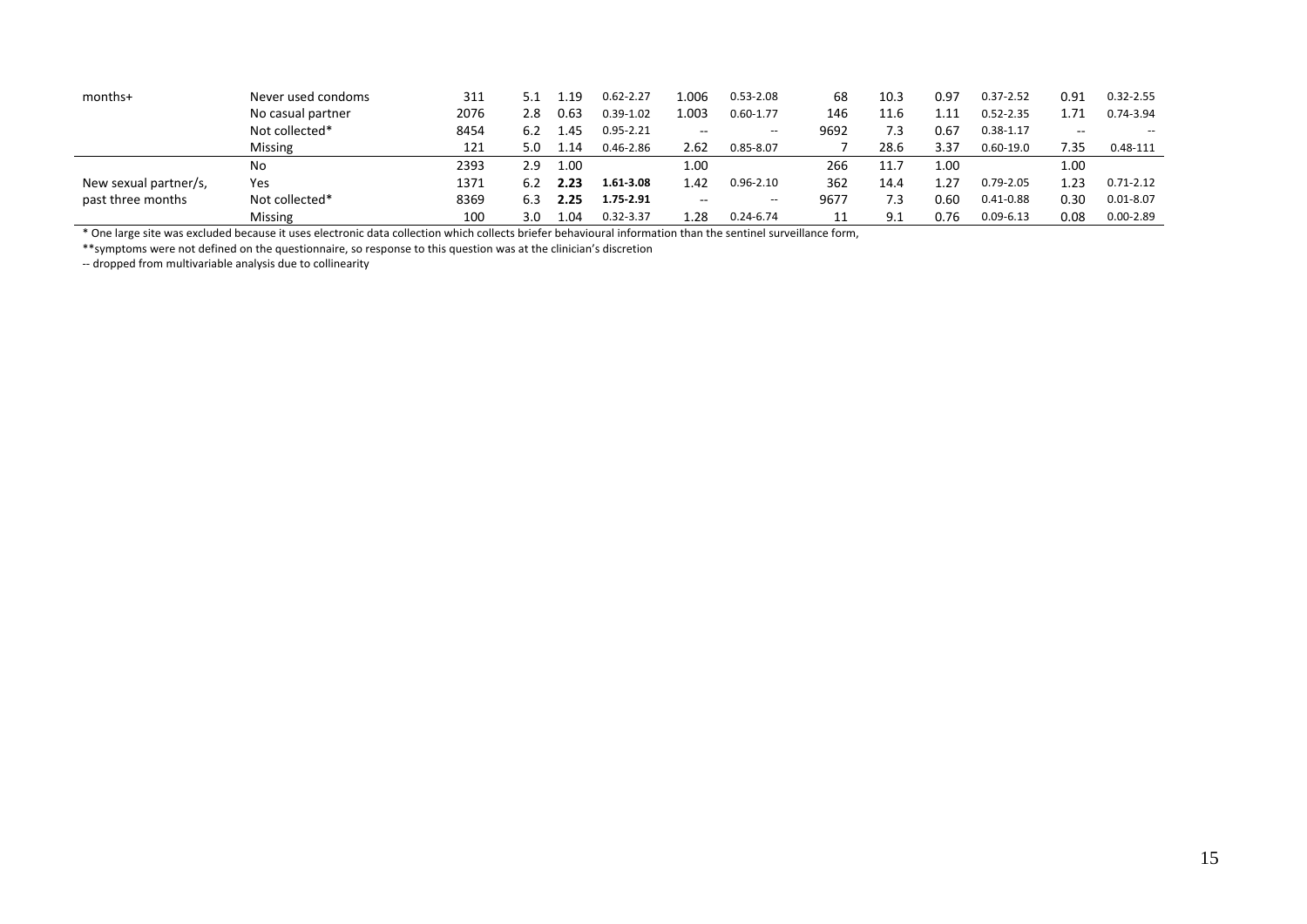| | | | | | | | | | | | | | |
|---|---|---|---|---|---|---|---|---|---|---|---|---|---|
| months+ | Never used condoms | 311 | 5.1 | 1.19 | 0.62-2.27 | 1.006 | 0.53-2.08 | 68 | 10.3 | 0.97 | 0.37-2.52 | 0.91 | 0.32-2.55 |
| | No casual partner | 2076 | 2.8 | 0.63 | 0.39-1.02 | 1.003 | 0.60-1.77 | 146 | 11.6 | 1.11 | 0.52-2.35 | 1.71 | 0.74-3.94 |
| | Not collected* | 8454 | 6.2 | 1.45 | 0.95-2.21 | -- | -- | 9692 | 7.3 | 0.67 | 0.38-1.17 | -- | -- |
| | Missing | 121 | 5.0 | 1.14 | 0.46-2.86 | 2.62 | 0.85-8.07 | 7 | 28.6 | 3.37 | 0.60-19.0 | 7.35 | 0.48-111 |
| New sexual partner/s, past three months | No | 2393 | 2.9 | 1.00 | | 1.00 | | 266 | 11.7 | 1.00 | | 1.00 | |
| | Yes | 1371 | 6.2 | **2.23** | **1.61-3.08** | 1.42 | 0.96-2.10 | 362 | 14.4 | 1.27 | 0.79-2.05 | 1.23 | 0.71-2.12 |
| | Not collected* | 8369 | 6.3 | **2.25** | **1.75-2.91** | -- | -- | 9677 | 7.3 | 0.60 | 0.41-0.88 | 0.30 | 0.01-8.07 |
| | Missing | 100 | 3.0 | 1.04 | 0.32-3.37 | 1.28 | 0.24-6.74 | 11 | 9.1 | 0.76 | 0.09-6.13 | 0.08 | 0.00-2.89 |

\* One large site was excluded because it uses electronic data collection which collects briefer behavioural information than the sentinel surveillance form,

**symptoms were not defined on the questionnaire, so response to this question was at the clinician's discretion

-- dropped from multivariable analysis due to collinearity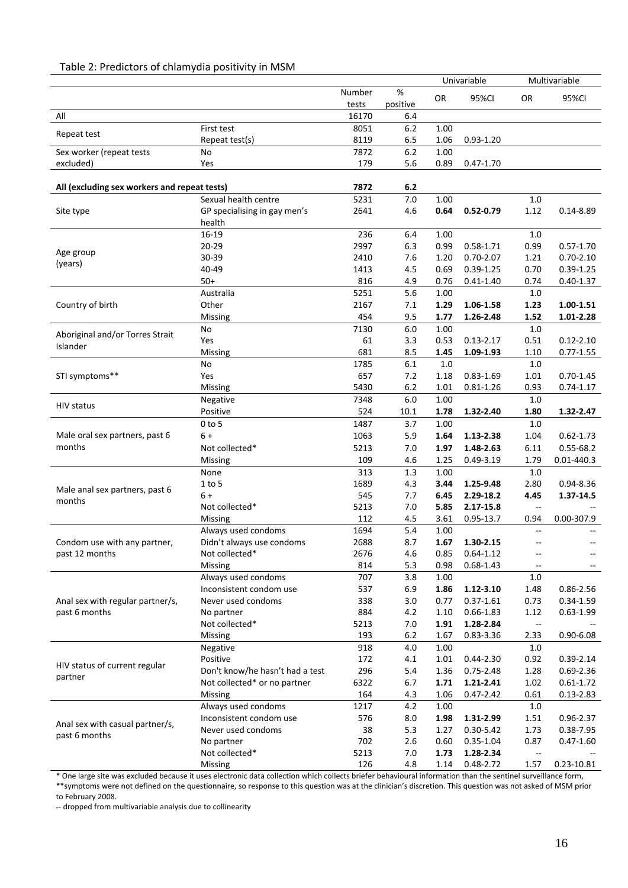Table 2: Predictors of chlamydia positivity in MSM

| | | | | Univariable | | Multivariable | |
|---|---|---|---|---|---|---|---|
| | | Number tests | % positive | OR | 95%CI | OR | 95%CI |
| All | | 16170 | 6.4 | | | | |
| Repeat test | First test | 8051 | 6.2 | 1.00 | | | |
| | Repeat test(s) | 8119 | 6.5 | 1.06 | 0.93-1.20 | | |
| Sex worker (repeat tests excluded) | No | 7872 | 6.2 | 1.00 | | | |
| | Yes | 179 | 5.6 | 0.89 | 0.47-1.70 | | |
| **All (excluding sex workers and repeat tests)** | | **7872** | **6.2** | | | | |
| Site type | Sexual health centre | 5231 | 7.0 | 1.00 | | 1.0 | |
| | GP specialising in gay men's health | 2641 | 4.6 | **0.64** | **0.52-0.79** | 1.12 | 0.14-8.89 |
| Age group (years) | 16-19 | 236 | 6.4 | 1.00 | | 1.0 | |
| | 20-29 | 2997 | 6.3 | 0.99 | 0.58-1.71 | 0.99 | 0.57-1.70 |
| | 30-39 | 2410 | 7.6 | 1.20 | 0.70-2.07 | 1.21 | 0.70-2.10 |
| | 40-49 | 1413 | 4.5 | 0.69 | 0.39-1.25 | 0.70 | 0.39-1.25 |
| | 50+ | 816 | 4.9 | 0.76 | 0.41-1.40 | 0.74 | 0.40-1.37 |
| Country of birth | Australia | 5251 | 5.6 | 1.00 | | 1.0 | |
| | Other | 2167 | 7.1 | **1.29** | **1.06-1.58** | **1.23** | **1.00-1.51** |
| | Missing | 454 | 9.5 | **1.77** | **1.26-2.48** | **1.52** | **1.01-2.28** |
| Aboriginal and/or Torres Strait Islander | No | 7130 | 6.0 | 1.00 | | 1.0 | |
| | Yes | 61 | 3.3 | 0.53 | 0.13-2.17 | 0.51 | 0.12-2.10 |
| | Missing | 681 | 8.5 | **1.45** | **1.09-1.93** | 1.10 | 0.77-1.55 |
| STI symptoms** | No | 1785 | 6.1 | 1.0 | | 1.0 | |
| | Yes | 657 | 7.2 | 1.18 | 0.83-1.69 | 1.01 | 0.70-1.45 |
| | Missing | 5430 | 6.2 | 1.01 | 0.81-1.26 | 0.93 | 0.74-1.17 |
| HIV status | Negative | 7348 | 6.0 | 1.00 | | 1.0 | |
| | Positive | 524 | 10.1 | **1.78** | **1.32-2.40** | **1.80** | **1.32-2.47** |
| Male oral sex partners, past 6 months | 0 to 5 | 1487 | 3.7 | 1.00 | | 1.0 | |
| | 6 + | 1063 | 5.9 | **1.64** | **1.13-2.38** | 1.04 | 0.62-1.73 |
| | Not collected* | 5213 | 7.0 | **1.97** | **1.48-2.63** | 6.11 | 0.55-68.2 |
| | Missing | 109 | 4.6 | 1.25 | 0.49-3.19 | 1.79 | 0.01-440.3 |
| Male anal sex partners, past 6 months | None | 313 | 1.3 | 1.00 | | 1.0 | |
| | 1 to 5 | 1689 | 4.3 | **3.44** | **1.25-9.48** | 2.80 | 0.94-8.36 |
| | 6 + | 545 | 7.7 | **6.45** | **2.29-18.2** | **4.45** | **1.37-14.5** |
| | Not collected* | 5213 | 7.0 | **5.85** | **2.17-15.8** | -- | -- |
| | Missing | 112 | 4.5 | 3.61 | 0.95-13.7 | 0.94 | 0.00-307.9 |
| Condom use with any partner, past 12 months | Always used condoms | 1694 | 5.4 | 1.00 | | -- | -- |
| | Didn't always use condoms | 2688 | 8.7 | **1.67** | **1.30-2.15** | -- | -- |
| | Not collected* | 2676 | 4.6 | 0.85 | 0.64-1.12 | -- | -- |
| | Missing | 814 | 5.3 | 0.98 | 0.68-1.43 | -- | -- |
| Anal sex with regular partner/s, past 6 months | Always used condoms | 707 | 3.8 | 1.00 | | 1.0 | |
| | Inconsistent condom use | 537 | 6.9 | **1.86** | **1.12-3.10** | 1.48 | 0.86-2.56 |
| | Never used condoms | 338 | 3.0 | 0.77 | 0.37-1.61 | 0.73 | 0.34-1.59 |
| | No partner | 884 | 4.2 | 1.10 | 0.66-1.83 | 1.12 | 0.63-1.99 |
| | Not collected* | 5213 | 7.0 | **1.91** | **1.28-2.84** | -- | -- |
| | Missing | 193 | 6.2 | 1.67 | 0.83-3.36 | 2.33 | 0.90-6.08 |
| HIV status of current regular partner | Negative | 918 | 4.0 | 1.00 | | 1.0 | |
| | Positive | 172 | 4.1 | 1.01 | 0.44-2.30 | 0.92 | 0.39-2.14 |
| | Don't know/he hasn't had a test | 296 | 5.4 | 1.36 | 0.75-2.48 | 1.28 | 0.69-2.36 |
| | Not collected* or no partner | 6322 | 6.7 | **1.71** | **1.21-2.41** | 1.02 | 0.61-1.72 |
| | Missing | 164 | 4.3 | 1.06 | 0.47-2.42 | 0.61 | 0.13-2.83 |
| Anal sex with casual partner/s, past 6 months | Always used condoms | 1217 | 4.2 | 1.00 | | 1.0 | |
| | Inconsistent condom use | 576 | 8.0 | **1.98** | **1.31-2.99** | 1.51 | 0.96-2.37 |
| | Never used condoms | 38 | 5.3 | 1.27 | 0.30-5.42 | 1.73 | 0.38-7.95 |
| | No partner | 702 | 2.6 | 0.60 | 0.35-1.04 | 0.87 | 0.47-1.60 |
| | Not collected* | 5213 | 7.0 | **1.73** | **1.28-2.34** | -- | -- |
| | Missing | 126 | 4.8 | 1.14 | 0.48-2.72 | 1.57 | 0.23-10.81 |

\* One large site was excluded because it uses electronic data collection which collects briefer behavioural information than the sentinel surveillance form,

**symptoms were not defined on the questionnaire, so response to this question was at the clinician's discretion. This question was not asked of MSM prior to February 2008.

-- dropped from multivariable analysis due to collinearity